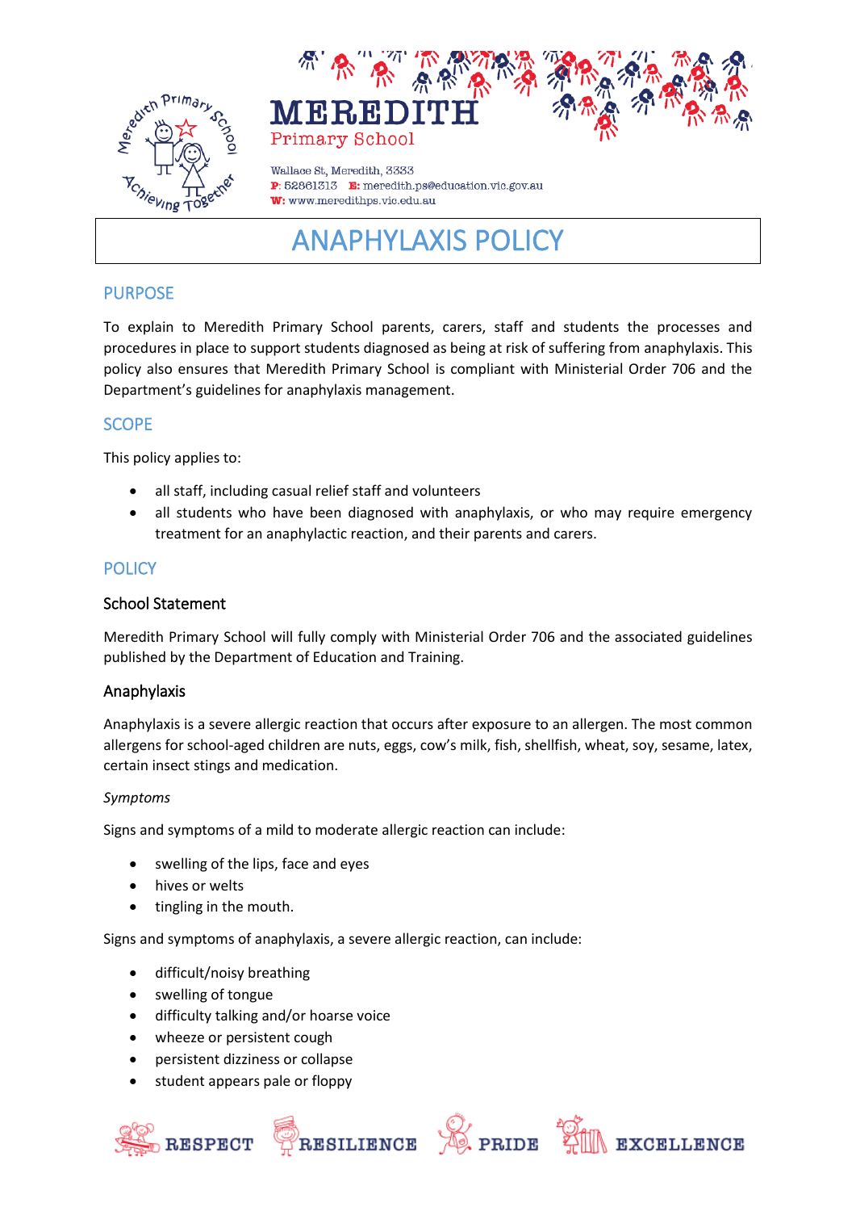MEREDITH Primary School

Wallace St, Meredith, 3333
P: 52861313 E: meredith.ps@education.vic.gov.au
W: www.meredithps.vic.edu.au

# ANAPHYLAXIS POLICY

## PURPOSE

To explain to Meredith Primary School parents, carers, staff and students the processes and procedures in place to support students diagnosed as being at risk of suffering from anaphylaxis. This policy also ensures that Meredith Primary School is compliant with Ministerial Order 706 and the Department's guidelines for anaphylaxis management.

## SCOPE

This policy applies to:

- all staff, including casual relief staff and volunteers
- all students who have been diagnosed with anaphylaxis, or who may require emergency treatment for an anaphylactic reaction, and their parents and carers.

## POLICY

### School Statement

Meredith Primary School will fully comply with Ministerial Order 706 and the associated guidelines published by the Department of Education and Training.

### Anaphylaxis

Anaphylaxis is a severe allergic reaction that occurs after exposure to an allergen. The most common allergens for school-aged children are nuts, eggs, cow's milk, fish, shellfish, wheat, soy, sesame, latex, certain insect stings and medication.

*Symptoms*

Signs and symptoms of a mild to moderate allergic reaction can include:

- swelling of the lips, face and eyes
- hives or welts
- tingling in the mouth.

Signs and symptoms of anaphylaxis, a severe allergic reaction, can include:

- difficult/noisy breathing
- swelling of tongue
- difficulty talking and/or hoarse voice
- wheeze or persistent cough
- persistent dizziness or collapse
- student appears pale or floppy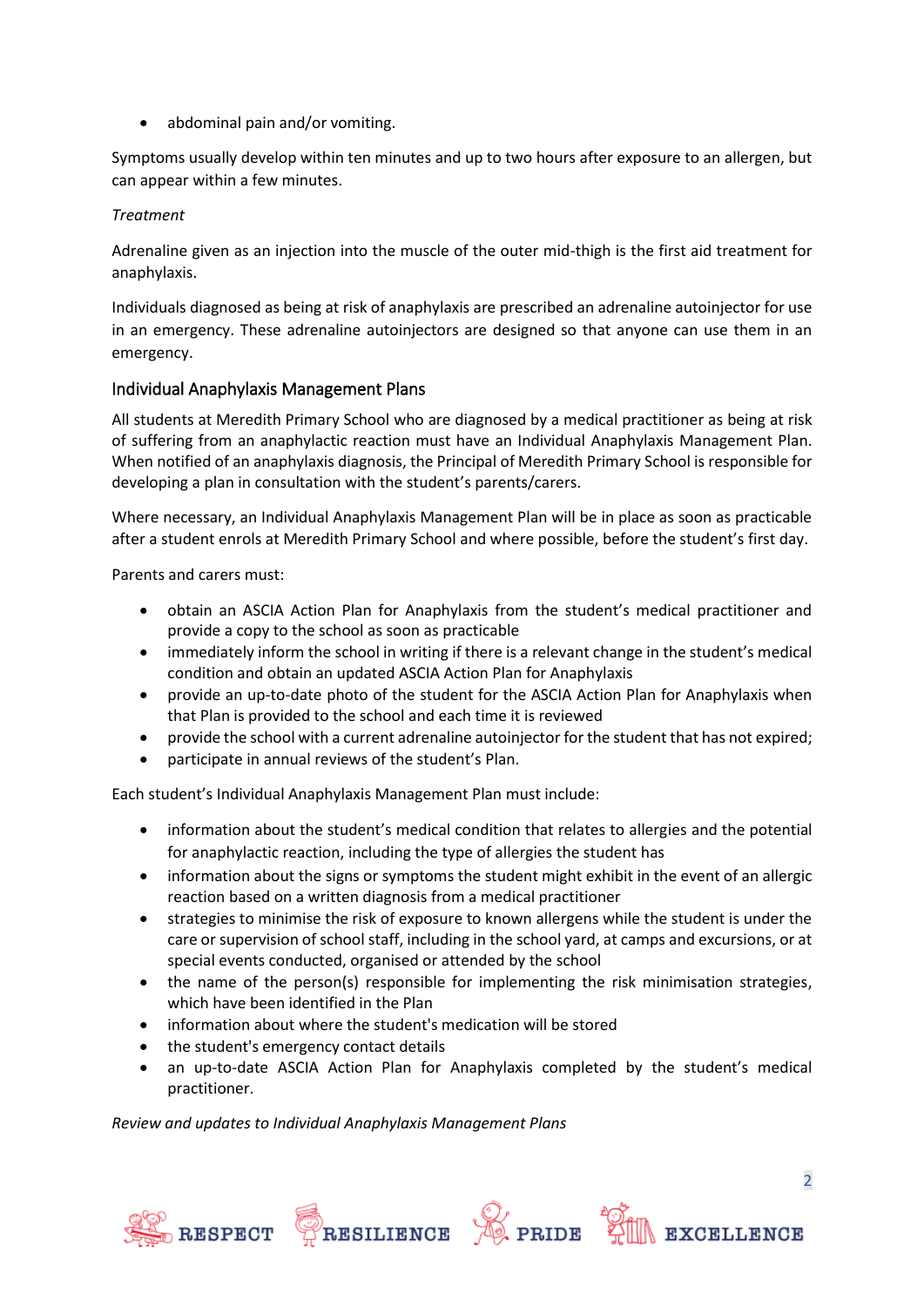- abdominal pain and/or vomiting.

Symptoms usually develop within ten minutes and up to two hours after exposure to an allergen, but can appear within a few minutes.

*Treatment*

Adrenaline given as an injection into the muscle of the outer mid-thigh is the first aid treatment for anaphylaxis.

Individuals diagnosed as being at risk of anaphylaxis are prescribed an adrenaline autoinjector for use in an emergency. These adrenaline autoinjectors are designed so that anyone can use them in an emergency.

## Individual Anaphylaxis Management Plans

All students at Meredith Primary School who are diagnosed by a medical practitioner as being at risk of suffering from an anaphylactic reaction must have an Individual Anaphylaxis Management Plan. When notified of an anaphylaxis diagnosis, the Principal of Meredith Primary School is responsible for developing a plan in consultation with the student's parents/carers.

Where necessary, an Individual Anaphylaxis Management Plan will be in place as soon as practicable after a student enrols at Meredith Primary School and where possible, before the student's first day.

Parents and carers must:

- obtain an ASCIA Action Plan for Anaphylaxis from the student's medical practitioner and provide a copy to the school as soon as practicable
- immediately inform the school in writing if there is a relevant change in the student's medical condition and obtain an updated ASCIA Action Plan for Anaphylaxis
- provide an up-to-date photo of the student for the ASCIA Action Plan for Anaphylaxis when that Plan is provided to the school and each time it is reviewed
- provide the school with a current adrenaline autoinjector for the student that has not expired;
- participate in annual reviews of the student's Plan.

Each student's Individual Anaphylaxis Management Plan must include:

- information about the student's medical condition that relates to allergies and the potential for anaphylactic reaction, including the type of allergies the student has
- information about the signs or symptoms the student might exhibit in the event of an allergic reaction based on a written diagnosis from a medical practitioner
- strategies to minimise the risk of exposure to known allergens while the student is under the care or supervision of school staff, including in the school yard, at camps and excursions, or at special events conducted, organised or attended by the school
- the name of the person(s) responsible for implementing the risk minimisation strategies, which have been identified in the Plan
- information about where the student's medication will be stored
- the student's emergency contact details
- an up-to-date ASCIA Action Plan for Anaphylaxis completed by the student's medical practitioner.

*Review and updates to Individual Anaphylaxis Management Plans*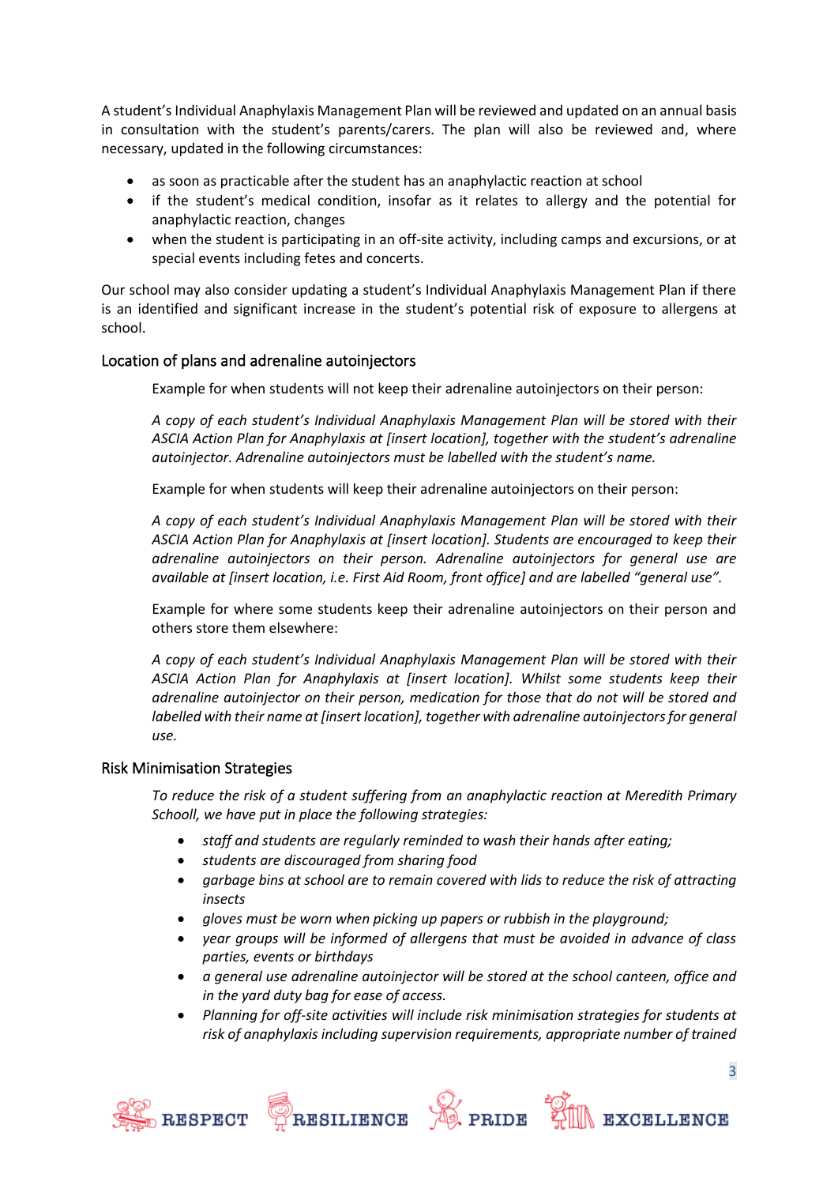A student's Individual Anaphylaxis Management Plan will be reviewed and updated on an annual basis in consultation with the student's parents/carers. The plan will also be reviewed and, where necessary, updated in the following circumstances:

- as soon as practicable after the student has an anaphylactic reaction at school
- if the student's medical condition, insofar as it relates to allergy and the potential for anaphylactic reaction, changes
- when the student is participating in an off-site activity, including camps and excursions, or at special events including fetes and concerts.

Our school may also consider updating a student's Individual Anaphylaxis Management Plan if there is an identified and significant increase in the student's potential risk of exposure to allergens at school.

## Location of plans and adrenaline autoinjectors

Example for when students will not keep their adrenaline autoinjectors on their person:

*A copy of each student's Individual Anaphylaxis Management Plan will be stored with their ASCIA Action Plan for Anaphylaxis at [insert location], together with the student's adrenaline autoinjector. Adrenaline autoinjectors must be labelled with the student's name.*

Example for when students will keep their adrenaline autoinjectors on their person:

*A copy of each student's Individual Anaphylaxis Management Plan will be stored with their ASCIA Action Plan for Anaphylaxis at [insert location]. Students are encouraged to keep their adrenaline autoinjectors on their person. Adrenaline autoinjectors for general use are available at [insert location, i.e. First Aid Room, front office] and are labelled "general use".*

Example for where some students keep their adrenaline autoinjectors on their person and others store them elsewhere:

*A copy of each student's Individual Anaphylaxis Management Plan will be stored with their ASCIA Action Plan for Anaphylaxis at [insert location]. Whilst some students keep their adrenaline autoinjector on their person, medication for those that do not will be stored and labelled with their name at [insert location], together with adrenaline autoinjectors for general use.*

## Risk Minimisation Strategies

*To reduce the risk of a student suffering from an anaphylactic reaction at Meredith Primary Schooll, we have put in place the following strategies:*

- *staff and students are regularly reminded to wash their hands after eating;*
- *students are discouraged from sharing food*
- *garbage bins at school are to remain covered with lids to reduce the risk of attracting insects*
- *gloves must be worn when picking up papers or rubbish in the playground;*
- *year groups will be informed of allergens that must be avoided in advance of class parties, events or birthdays*
- *a general use adrenaline autoinjector will be stored at the school canteen, office and in the yard duty bag for ease of access.*
- *Planning for off-site activities will include risk minimisation strategies for students at risk of anaphylaxis including supervision requirements, appropriate number of trained*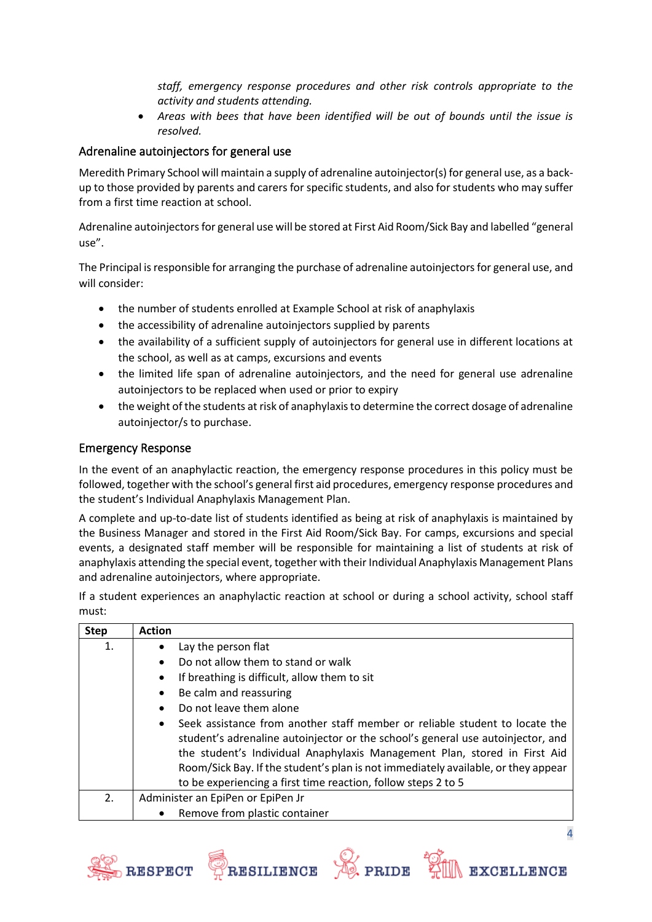*staff, emergency response procedures and other risk controls appropriate to the activity and students attending.*

- *Areas with bees that have been identified will be out of bounds until the issue is resolved.*

## Adrenaline autoinjectors for general use

Meredith Primary School will maintain a supply of adrenaline autoinjector(s) for general use, as a back-up to those provided by parents and carers for specific students, and also for students who may suffer from a first time reaction at school.

Adrenaline autoinjectors for general use will be stored at First Aid Room/Sick Bay and labelled "general use".

The Principal is responsible for arranging the purchase of adrenaline autoinjectors for general use, and will consider:

- the number of students enrolled at Example School at risk of anaphylaxis
- the accessibility of adrenaline autoinjectors supplied by parents
- the availability of a sufficient supply of autoinjectors for general use in different locations at the school, as well as at camps, excursions and events
- the limited life span of adrenaline autoinjectors, and the need for general use adrenaline autoinjectors to be replaced when used or prior to expiry
- the weight of the students at risk of anaphylaxis to determine the correct dosage of adrenaline autoinjector/s to purchase.

## Emergency Response

In the event of an anaphylactic reaction, the emergency response procedures in this policy must be followed, together with the school's general first aid procedures, emergency response procedures and the student's Individual Anaphylaxis Management Plan.

A complete and up-to-date list of students identified as being at risk of anaphylaxis is maintained by the Business Manager and stored in the First Aid Room/Sick Bay. For camps, excursions and special events, a designated staff member will be responsible for maintaining a list of students at risk of anaphylaxis attending the special event, together with their Individual Anaphylaxis Management Plans and adrenaline autoinjectors, where appropriate.

If a student experiences an anaphylactic reaction at school or during a school activity, school staff must:

| Step | Action |
|---|---|
| 1. | • Lay the person flat<br>• Do not allow them to stand or walk<br>• If breathing is difficult, allow them to sit<br>• Be calm and reassuring<br>• Do not leave them alone<br>• Seek assistance from another staff member or reliable student to locate the student's adrenaline autoinjector or the school's general use autoinjector, and the student's Individual Anaphylaxis Management Plan, stored in First Aid Room/Sick Bay. If the student's plan is not immediately available, or they appear to be experiencing a first time reaction, follow steps 2 to 5 |
| 2. | Administer an EpiPen or EpiPen Jr<br>• Remove from plastic container |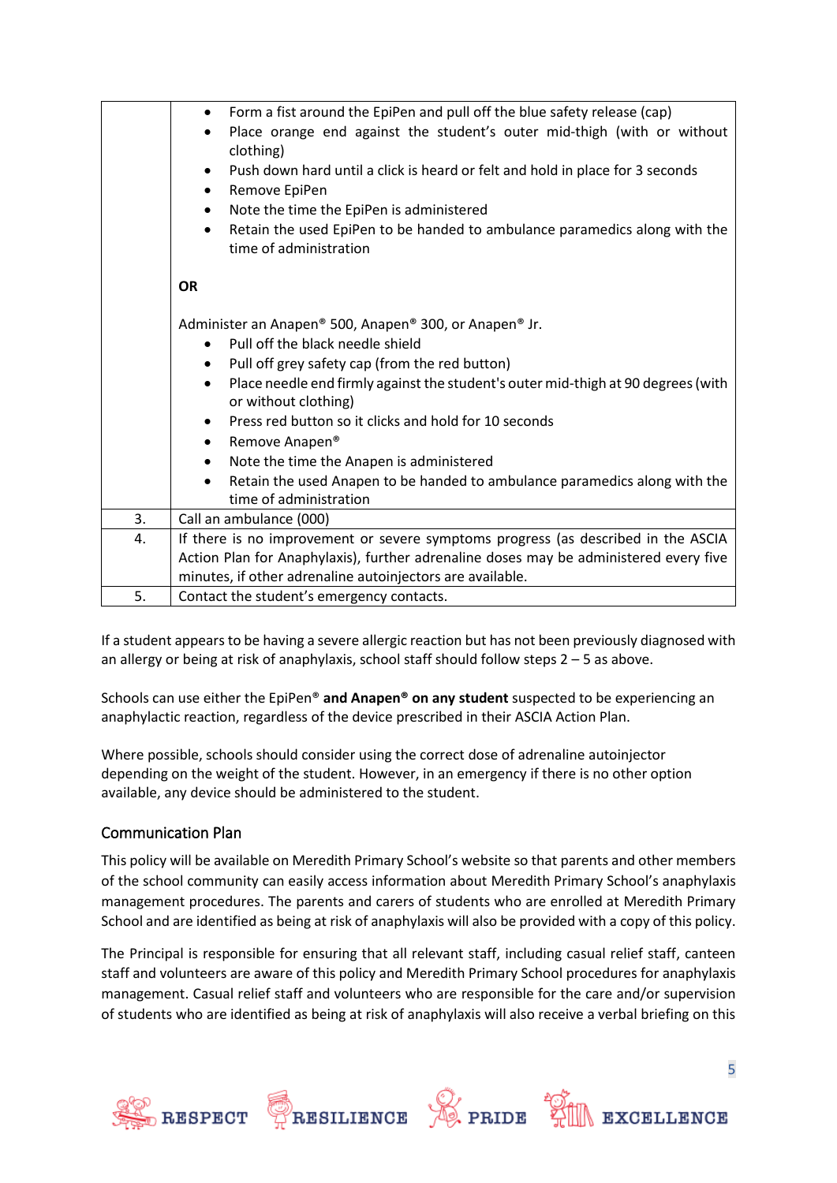| | |
|---|---|
| | • Form a fist around the EpiPen and pull off the blue safety release (cap)<br>• Place orange end against the student's outer mid-thigh (with or without clothing)<br>• Push down hard until a click is heard or felt and hold in place for 3 seconds<br>• Remove EpiPen<br>• Note the time the EpiPen is administered<br>• Retain the used EpiPen to be handed to ambulance paramedics along with the time of administration<br><br>**OR**<br><br>Administer an Anapen® 500, Anapen® 300, or Anapen® Jr.<br>• Pull off the black needle shield<br>• Pull off grey safety cap (from the red button)<br>• Place needle end firmly against the student's outer mid-thigh at 90 degrees (with or without clothing)<br>• Press red button so it clicks and hold for 10 seconds<br>• Remove Anapen®<br>• Note the time the Anapen is administered<br>• Retain the used Anapen to be handed to ambulance paramedics along with the time of administration |
| 3. | Call an ambulance (000) |
| 4. | If there is no improvement or severe symptoms progress (as described in the ASCIA Action Plan for Anaphylaxis), further adrenaline doses may be administered every five minutes, if other adrenaline autoinjectors are available. |
| 5. | Contact the student's emergency contacts. |

If a student appears to be having a severe allergic reaction but has not been previously diagnosed with an allergy or being at risk of anaphylaxis, school staff should follow steps 2 – 5 as above.

Schools can use either the EpiPen® **and Anapen® on any student** suspected to be experiencing an anaphylactic reaction, regardless of the device prescribed in their ASCIA Action Plan.

Where possible, schools should consider using the correct dose of adrenaline autoinjector depending on the weight of the student. However, in an emergency if there is no other option available, any device should be administered to the student.

## Communication Plan

This policy will be available on Meredith Primary School's website so that parents and other members of the school community can easily access information about Meredith Primary School's anaphylaxis management procedures. The parents and carers of students who are enrolled at Meredith Primary School and are identified as being at risk of anaphylaxis will also be provided with a copy of this policy.

The Principal is responsible for ensuring that all relevant staff, including casual relief staff, canteen staff and volunteers are aware of this policy and Meredith Primary School procedures for anaphylaxis management. Casual relief staff and volunteers who are responsible for the care and/or supervision of students who are identified as being at risk of anaphylaxis will also receive a verbal briefing on this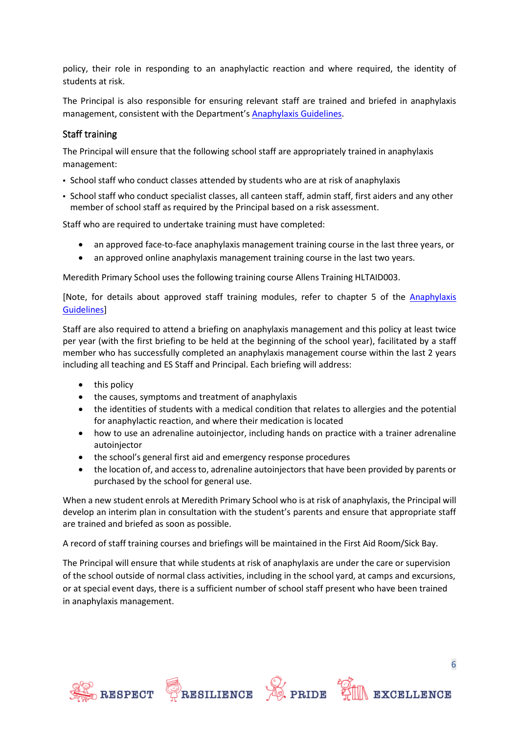policy, their role in responding to an anaphylactic reaction and where required, the identity of students at risk.

The Principal is also responsible for ensuring relevant staff are trained and briefed in anaphylaxis management, consistent with the Department's [Anaphylaxis Guidelines](#).

## Staff training

The Principal will ensure that the following school staff are appropriately trained in anaphylaxis management:

- School staff who conduct classes attended by students who are at risk of anaphylaxis
- School staff who conduct specialist classes, all canteen staff, admin staff, first aiders and any other member of school staff as required by the Principal based on a risk assessment.

Staff who are required to undertake training must have completed:

- an approved face-to-face anaphylaxis management training course in the last three years, or
- an approved online anaphylaxis management training course in the last two years.

Meredith Primary School uses the following training course Allens Training HLTAID003.

[Note, for details about approved staff training modules, refer to chapter 5 of the [Anaphylaxis Guidelines](#)]

Staff are also required to attend a briefing on anaphylaxis management and this policy at least twice per year (with the first briefing to be held at the beginning of the school year), facilitated by a staff member who has successfully completed an anaphylaxis management course within the last 2 years including all teaching and ES Staff and Principal. Each briefing will address:

- this policy
- the causes, symptoms and treatment of anaphylaxis
- the identities of students with a medical condition that relates to allergies and the potential for anaphylactic reaction, and where their medication is located
- how to use an adrenaline autoinjector, including hands on practice with a trainer adrenaline autoinjector
- the school's general first aid and emergency response procedures
- the location of, and access to, adrenaline autoinjectors that have been provided by parents or purchased by the school for general use.

When a new student enrols at Meredith Primary School who is at risk of anaphylaxis, the Principal will develop an interim plan in consultation with the student's parents and ensure that appropriate staff are trained and briefed as soon as possible.

A record of staff training courses and briefings will be maintained in the First Aid Room/Sick Bay.

The Principal will ensure that while students at risk of anaphylaxis are under the care or supervision of the school outside of normal class activities, including in the school yard, at camps and excursions, or at special event days, there is a sufficient number of school staff present who have been trained in anaphylaxis management.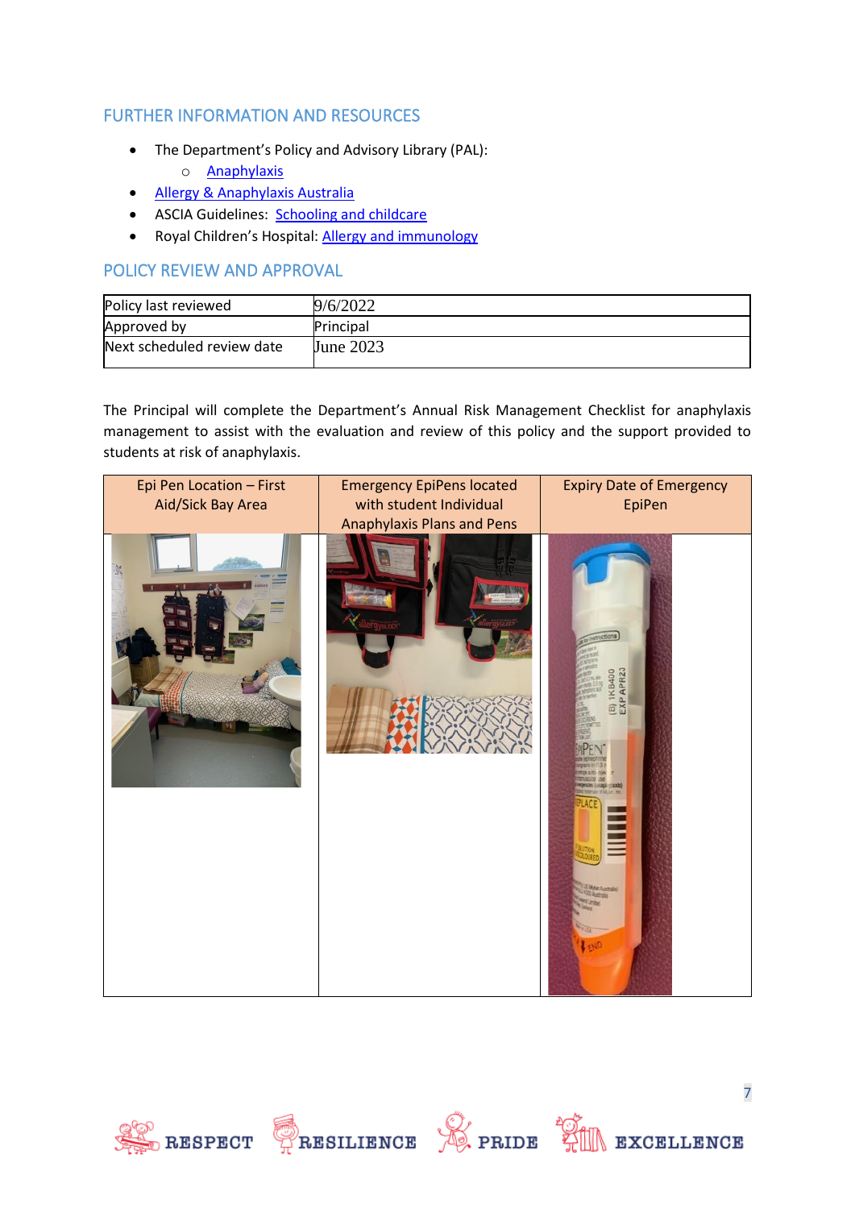## FURTHER INFORMATION AND RESOURCES

- The Department's Policy and Advisory Library (PAL):
  - Anaphylaxis
- Allergy & Anaphylaxis Australia
- ASCIA Guidelines: Schooling and childcare
- Royal Children's Hospital: Allergy and immunology

## POLICY REVIEW AND APPROVAL

| | |
|---|---|
| Policy last reviewed | 9/6/2022 |
| Approved by | Principal |
| Next scheduled review date | June 2023 |

The Principal will complete the Department's Annual Risk Management Checklist for anaphylaxis management to assist with the evaluation and review of this policy and the support provided to students at risk of anaphylaxis.

| Epi Pen Location – First Aid/Sick Bay Area | Emergency EpiPens located with student Individual Anaphylaxis Plans and Pens | Expiry Date of Emergency EpiPen |
|---|---|---|
| | | |

RESPECT RESILIENCE PRIDE EXCELLENCE